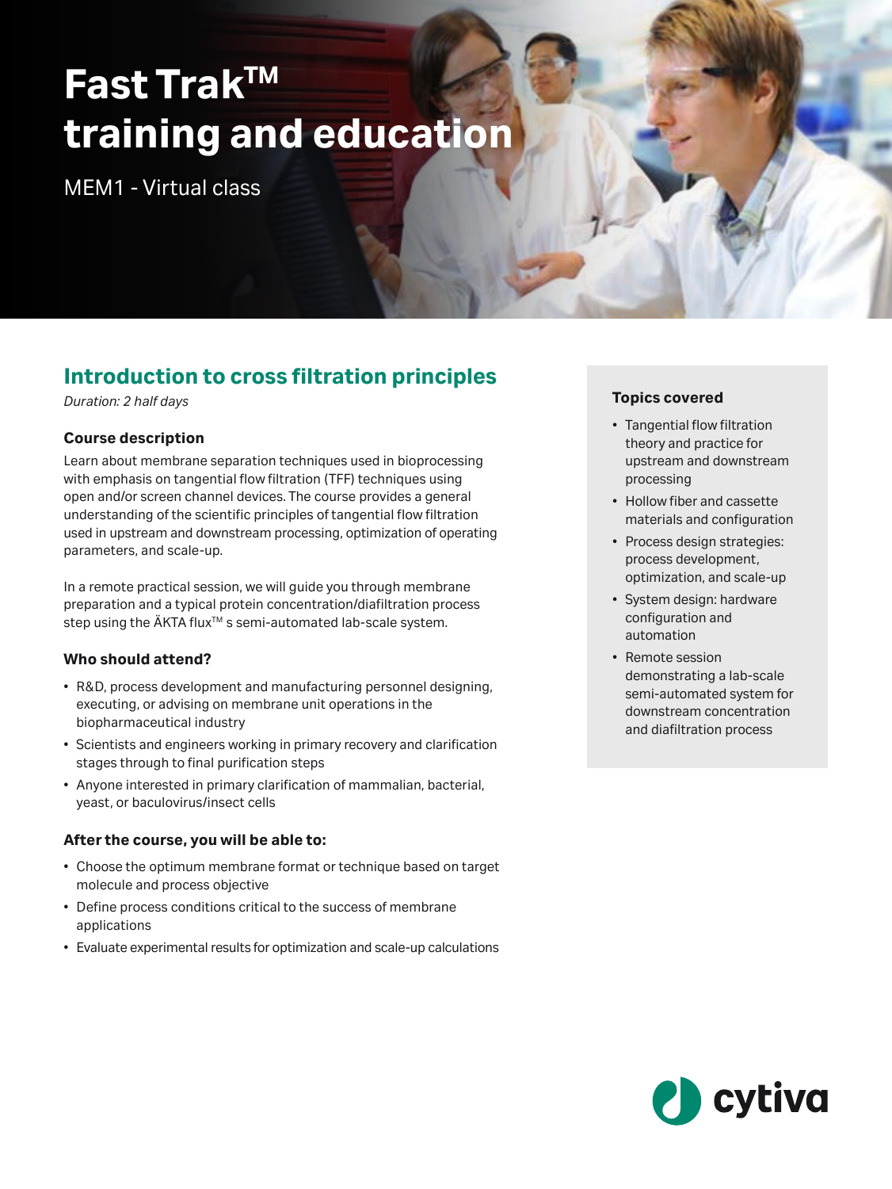# Fast Trak™ training and education

MEM1 - Virtual class

## Introduction to cross filtration principles

*Duration: 2 half days*

### Course description

Learn about membrane separation techniques used in bioprocessing with emphasis on tangential flow filtration (TFF) techniques using open and/or screen channel devices. The course provides a general understanding of the scientific principles of tangential flow filtration used in upstream and downstream processing, optimization of operating parameters, and scale-up.

In a remote practical session, we will guide you through membrane preparation and a typical protein concentration/diafiltration process step using the ÄKTA flux™ s semi-automated lab-scale system.

### Who should attend?

- R&D, process development and manufacturing personnel designing, executing, or advising on membrane unit operations in the biopharmaceutical industry
- Scientists and engineers working in primary recovery and clarification stages through to final purification steps
- Anyone interested in primary clarification of mammalian, bacterial, yeast, or baculovirus/insect cells

### After the course, you will be able to:

- Choose the optimum membrane format or technique based on target molecule and process objective
- Define process conditions critical to the success of membrane applications
- Evaluate experimental results for optimization and scale-up calculations

### Topics covered

- Tangential flow filtration theory and practice for upstream and downstream processing
- Hollow fiber and cassette materials and configuration
- Process design strategies: process development, optimization, and scale-up
- System design: hardware configuration and automation
- Remote session demonstrating a lab-scale semi-automated system for downstream concentration and diafiltration process

cytiva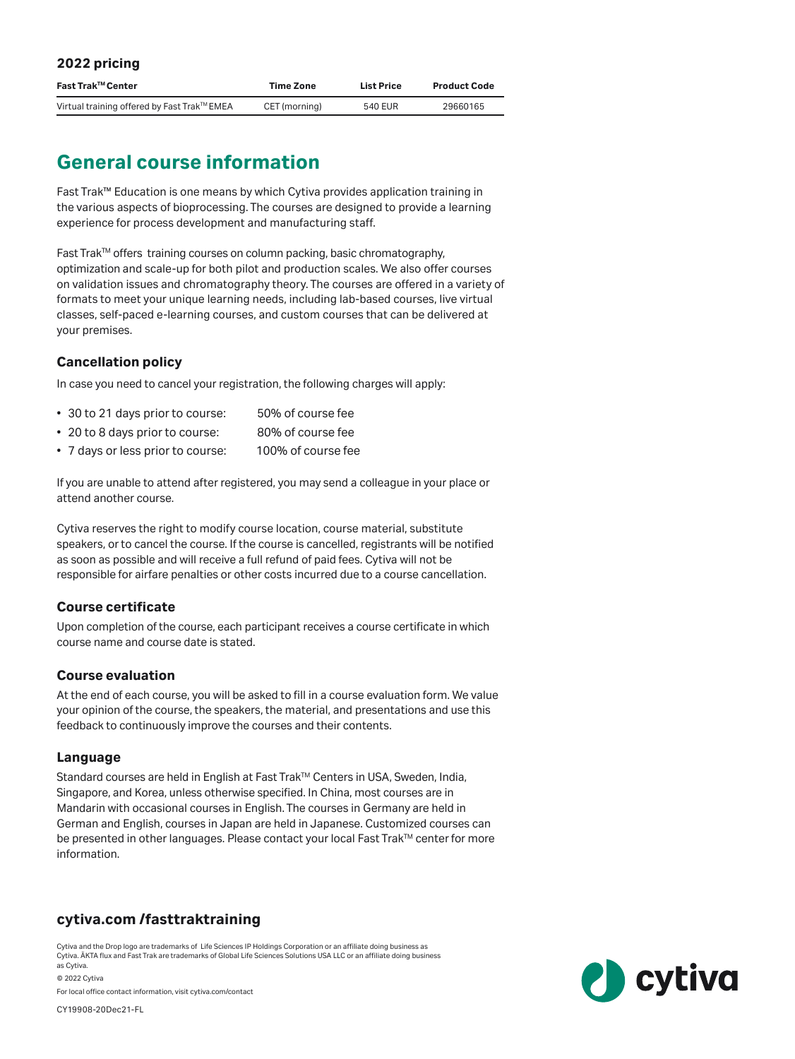### 2022 pricing

| Fast Trak™ Center | Time Zone | List Price | Product Code |
|---|---|---|---|
| Virtual training offered by Fast Trak™ EMEA | CET (morning) | 540 EUR | 29660165 |

## General course information

Fast Trak™ Education is one means by which Cytiva provides application training in the various aspects of bioprocessing. The courses are designed to provide a learning experience for process development and manufacturing staff.

Fast Trak™ offers training courses on column packing, basic chromatography, optimization and scale-up for both pilot and production scales. We also offer courses on validation issues and chromatography theory. The courses are offered in a variety of formats to meet your unique learning needs, including lab-based courses, live virtual classes, self-paced e-learning courses, and custom courses that can be delivered at your premises.

### Cancellation policy

In case you need to cancel your registration, the following charges will apply:

- 30 to 21 days prior to course: 50% of course fee
- 20 to 8 days prior to course: 80% of course fee
- 7 days or less prior to course: 100% of course fee

If you are unable to attend after registered, you may send a colleague in your place or attend another course.

Cytiva reserves the right to modify course location, course material, substitute speakers, or to cancel the course. If the course is cancelled, registrants will be notified as soon as possible and will receive a full refund of paid fees. Cytiva will not be responsible for airfare penalties or other costs incurred due to a course cancellation.

### Course certificate

Upon completion of the course, each participant receives a course certificate in which course name and course date is stated.

### Course evaluation

At the end of each course, you will be asked to fill in a course evaluation form. We value your opinion of the course, the speakers, the material, and presentations and use this feedback to continuously improve the courses and their contents.

### Language

Standard courses are held in English at Fast Trak™ Centers in USA, Sweden, India, Singapore, and Korea, unless otherwise specified. In China, most courses are in Mandarin with occasional courses in English. The courses in Germany are held in German and English, courses in Japan are held in Japanese. Customized courses can be presented in other languages. Please contact your local Fast Trak™ center for more information.

**cytiva.com /fasttraktraining**

Cytiva and the Drop logo are trademarks of Life Sciences IP Holdings Corporation or an affiliate doing business as Cytiva. ÄKTA flux and Fast Trak are trademarks of Global Life Sciences Solutions USA LLC or an affiliate doing business as Cytiva.

© 2022 Cytiva

For local office contact information, visit cytiva.com/contact

CY19908-20Dec21-FL